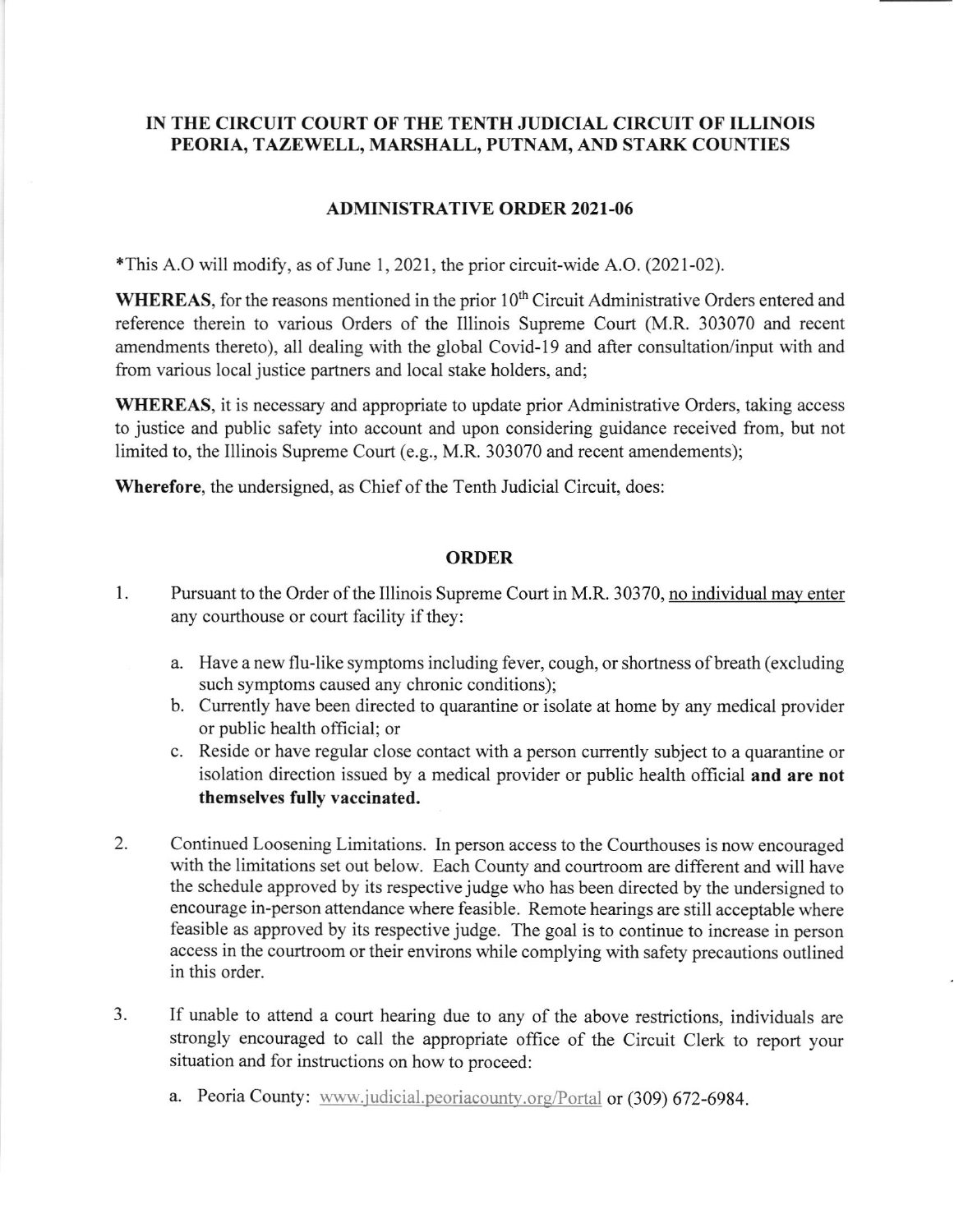**IN THE CIRCUIT COURT OF THE TENTH JUDICIAL CIRCUIT OF ILLINOIS**
**PEORIA, TAZEWELL, MARSHALL, PUTNAM, AND STARK COUNTIES**

## ADMINISTRATIVE ORDER 2021-06

*This A.O will modify, as of June 1, 2021, the prior circuit-wide A.O. (2021-02).

**WHEREAS**, for the reasons mentioned in the prior 10th Circuit Administrative Orders entered and reference therein to various Orders of the Illinois Supreme Court (M.R. 303070 and recent amendments thereto), all dealing with the global Covid-19 and after consultation/input with and from various local justice partners and local stake holders, and;

**WHEREAS**, it is necessary and appropriate to update prior Administrative Orders, taking access to justice and public safety into account and upon considering guidance received from, but not limited to, the Illinois Supreme Court (e.g., M.R. 303070 and recent amendements);

**Wherefore**, the undersigned, as Chief of the Tenth Judicial Circuit, does:

## ORDER

1. Pursuant to the Order of the Illinois Supreme Court in M.R. 30370, no individual may enter any courthouse or court facility if they:

    a. Have a new flu-like symptoms including fever, cough, or shortness of breath (excluding such symptoms caused any chronic conditions);
    b. Currently have been directed to quarantine or isolate at home by any medical provider or public health official; or
    c. Reside or have regular close contact with a person currently subject to a quarantine or isolation direction issued by a medical provider or public health official **and are not themselves fully vaccinated.**

2. Continued Loosening Limitations. In person access to the Courthouses is now encouraged with the limitations set out below. Each County and courtroom are different and will have the schedule approved by its respective judge who has been directed by the undersigned to encourage in-person attendance where feasible. Remote hearings are still acceptable where feasible as approved by its respective judge. The goal is to continue to increase in person access in the courtroom or their environs while complying with safety precautions outlined in this order.

3. If unable to attend a court hearing due to any of the above restrictions, individuals are strongly encouraged to call the appropriate office of the Circuit Clerk to report your situation and for instructions on how to proceed:

    a. Peoria County: www.judicial.peoriacounty.org/Portal or (309) 672-6984.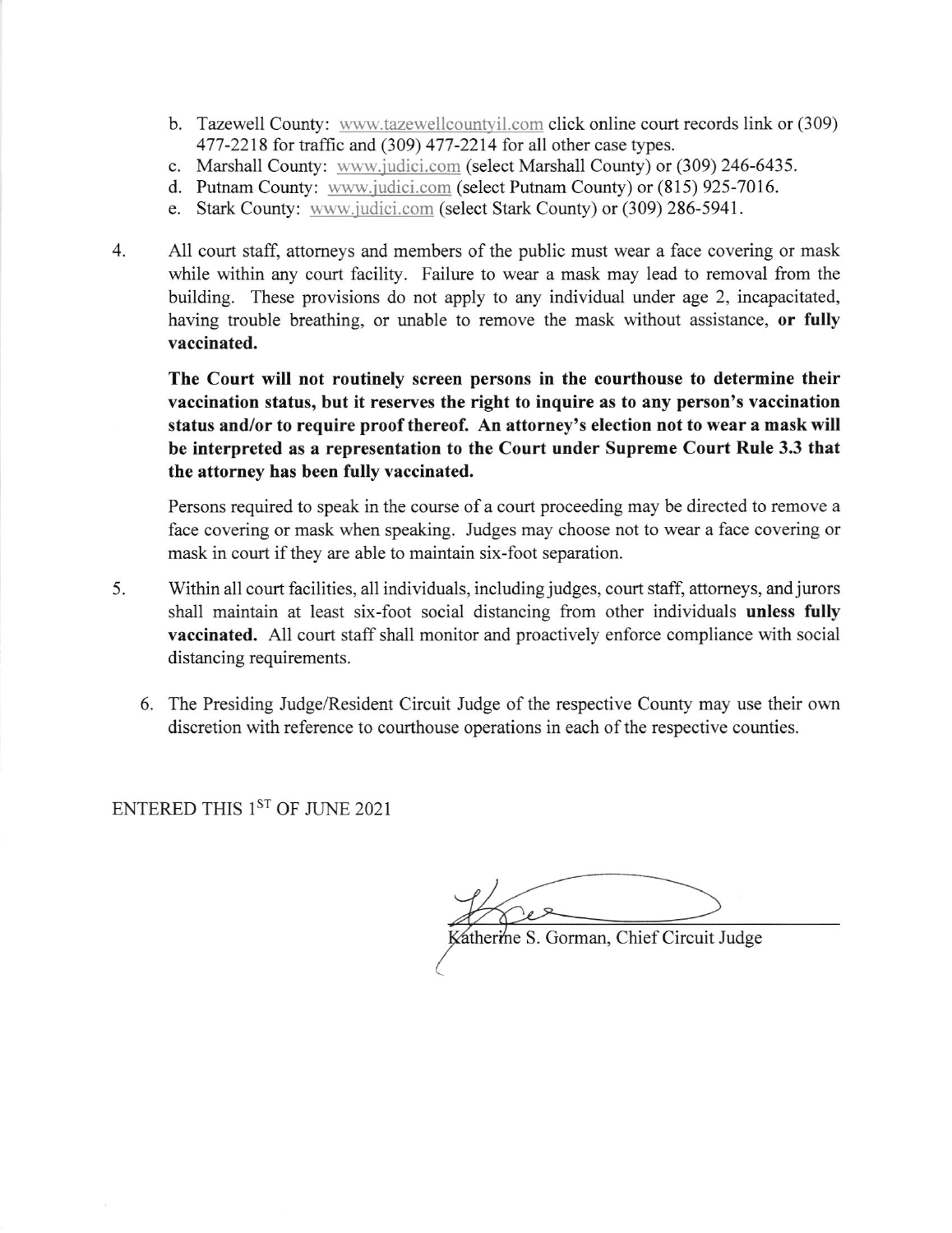b. Tazewell County: www.tazewellcountyil.com click online court records link or (309) 477-2218 for traffic and (309) 477-2214 for all other case types.
   c. Marshall County: www.judici.com (select Marshall County) or (309) 246-6435.
   d. Putnam County: www.judici.com (select Putnam County) or (815) 925-7016.
   e. Stark County: www.judici.com (select Stark County) or (309) 286-5941.

4. All court staff, attorneys and members of the public must wear a face covering or mask while within any court facility. Failure to wear a mask may lead to removal from the building. These provisions do not apply to any individual under age 2, incapacitated, having trouble breathing, or unable to remove the mask without assistance, **or fully vaccinated.**

   **The Court will not routinely screen persons in the courthouse to determine their vaccination status, but it reserves the right to inquire as to any person's vaccination status and/or to require proof thereof. An attorney's election not to wear a mask will be interpreted as a representation to the Court under Supreme Court Rule 3.3 that the attorney has been fully vaccinated.**

   Persons required to speak in the course of a court proceeding may be directed to remove a face covering or mask when speaking. Judges may choose not to wear a face covering or mask in court if they are able to maintain six-foot separation.

5. Within all court facilities, all individuals, including judges, court staff, attorneys, and jurors shall maintain at least six-foot social distancing from other individuals **unless fully vaccinated.** All court staff shall monitor and proactively enforce compliance with social distancing requirements.

6. The Presiding Judge/Resident Circuit Judge of the respective County may use their own discretion with reference to courthouse operations in each of the respective counties.

ENTERED THIS 1ST OF JUNE 2021

Katherine S. Gorman, Chief Circuit Judge